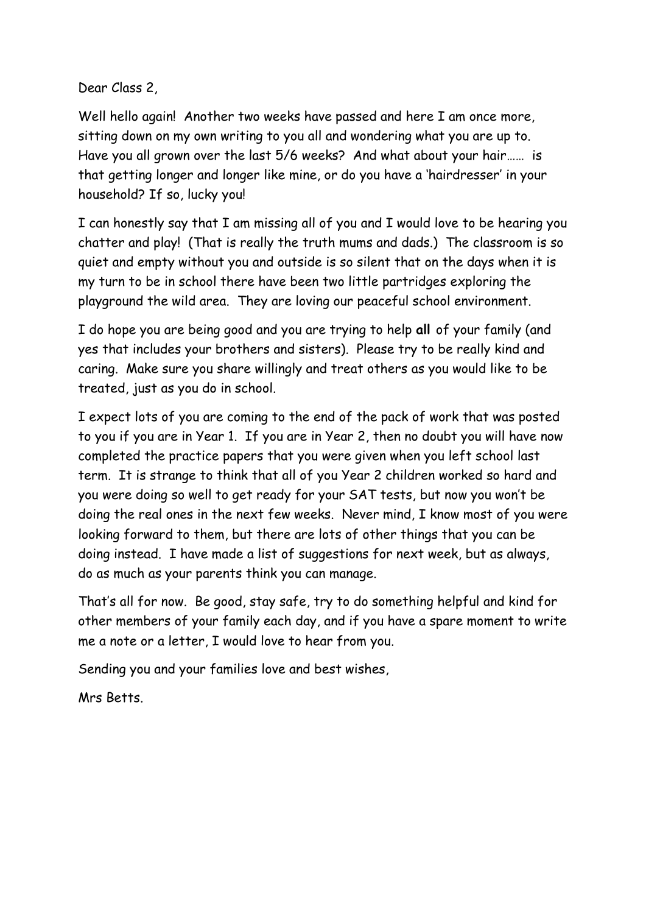Dear Class 2,

Well hello again! Another two weeks have passed and here I am once more, sitting down on my own writing to you all and wondering what you are up to. Have you all grown over the last 5/6 weeks? And what about your hair…… is that getting longer and longer like mine, or do you have a 'hairdresser' in your household? If so, lucky you!

I can honestly say that I am missing all of you and I would love to be hearing you chatter and play! (That is really the truth mums and dads.) The classroom is so quiet and empty without you and outside is so silent that on the days when it is my turn to be in school there have been two little partridges exploring the playground the wild area. They are loving our peaceful school environment.

I do hope you are being good and you are trying to help **all** of your family (and yes that includes your brothers and sisters). Please try to be really kind and caring. Make sure you share willingly and treat others as you would like to be treated, just as you do in school.

I expect lots of you are coming to the end of the pack of work that was posted to you if you are in Year 1. If you are in Year 2, then no doubt you will have now completed the practice papers that you were given when you left school last term. It is strange to think that all of you Year 2 children worked so hard and you were doing so well to get ready for your SAT tests, but now you won't be doing the real ones in the next few weeks. Never mind, I know most of you were looking forward to them, but there are lots of other things that you can be doing instead. I have made a list of suggestions for next week, but as always, do as much as your parents think you can manage.

That's all for now. Be good, stay safe, try to do something helpful and kind for other members of your family each day, and if you have a spare moment to write me a note or a letter, I would love to hear from you.

Sending you and your families love and best wishes,

Mrs Betts.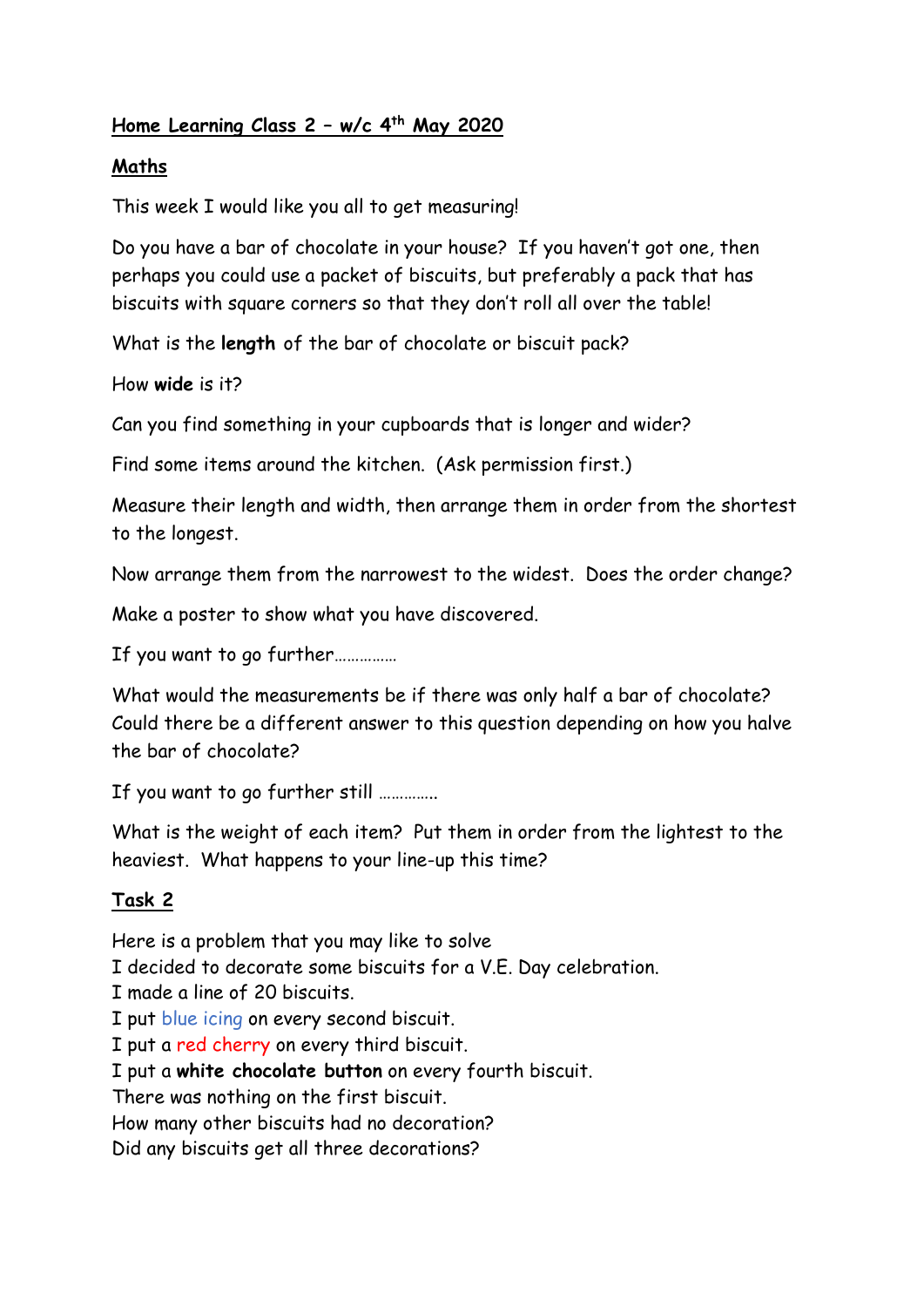**Home Learning Class 2 – w/c 4th May 2020**

**Maths**

This week I would like you all to get measuring!

Do you have a bar of chocolate in your house? If you haven't got one, then perhaps you could use a packet of biscuits, but preferably a pack that has biscuits with square corners so that they don't roll all over the table!

What is the **length** of the bar of chocolate or biscuit pack?

How **wide** is it?

Can you find something in your cupboards that is longer and wider?

Find some items around the kitchen. (Ask permission first.)

Measure their length and width, then arrange them in order from the shortest to the longest.

Now arrange them from the narrowest to the widest. Does the order change?

Make a poster to show what you have discovered.

If you want to go further……………

What would the measurements be if there was only half a bar of chocolate? Could there be a different answer to this question depending on how you halve the bar of chocolate?

If you want to go further still ………….

What is the weight of each item? Put them in order from the lightest to the heaviest. What happens to your line-up this time?

**Task 2**

Here is a problem that you may like to solve
I decided to decorate some biscuits for a V.E. Day celebration.
I made a line of 20 biscuits.
I put blue icing on every second biscuit.
I put a red cherry on every third biscuit.
I put a **white chocolate button** on every fourth biscuit.
There was nothing on the first biscuit.
How many other biscuits had no decoration?
Did any biscuits get all three decorations?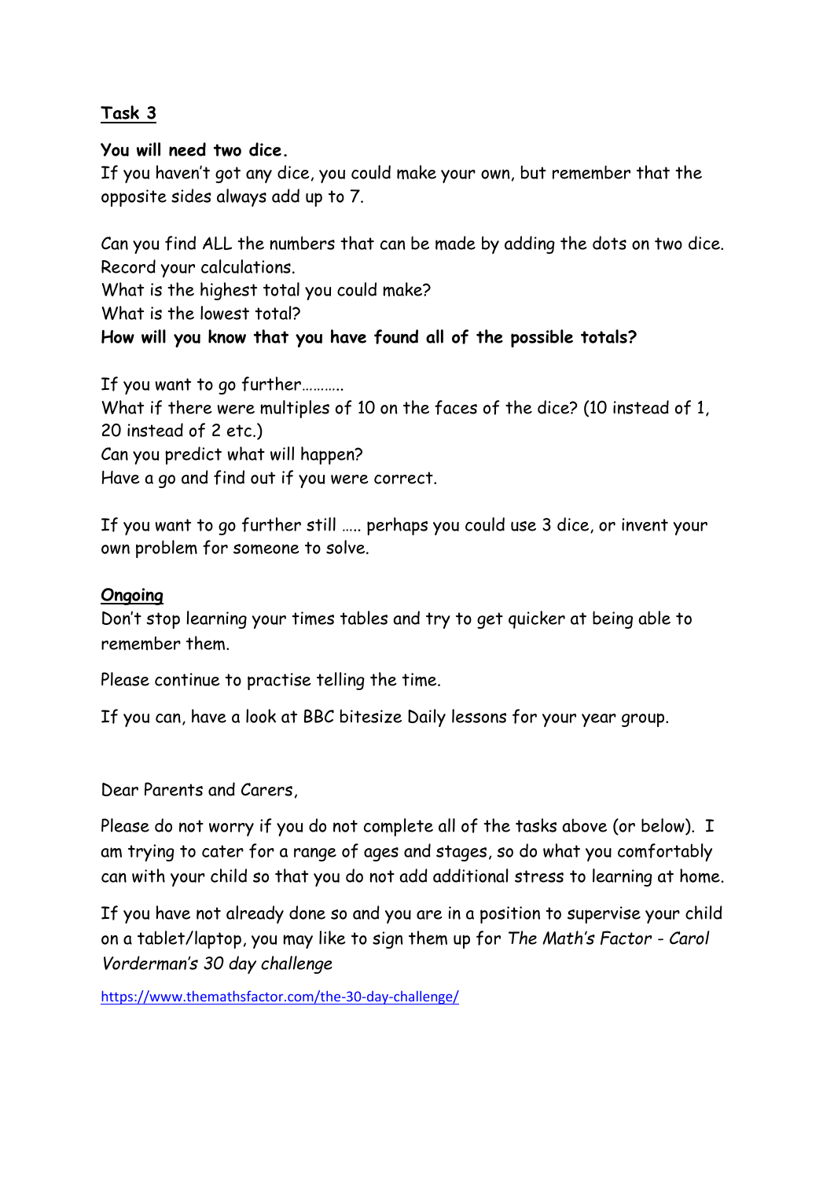## Task 3

**You will need two dice.**
If you haven't got any dice, you could make your own, but remember that the opposite sides always add up to 7.

Can you find ALL the numbers that can be made by adding the dots on two dice.
Record your calculations.
What is the highest total you could make?
What is the lowest total?
**How will you know that you have found all of the possible totals?**

If you want to go further……….
What if there were multiples of 10 on the faces of the dice? (10 instead of 1, 20 instead of 2 etc.)
Can you predict what will happen?
Have a go and find out if you were correct.

If you want to go further still ….. perhaps you could use 3 dice, or invent your own problem for someone to solve.

## Ongoing

Don't stop learning your times tables and try to get quicker at being able to remember them.

Please continue to practise telling the time.

If you can, have a look at BBC bitesize Daily lessons for your year group.

Dear Parents and Carers,

Please do not worry if you do not complete all of the tasks above (or below). I am trying to cater for a range of ages and stages, so do what you comfortably can with your child so that you do not add additional stress to learning at home.

If you have not already done so and you are in a position to supervise your child on a tablet/laptop, you may like to sign them up for *The Math's Factor - Carol Vorderman's 30 day challenge*

https://www.themathsfactor.com/the-30-day-challenge/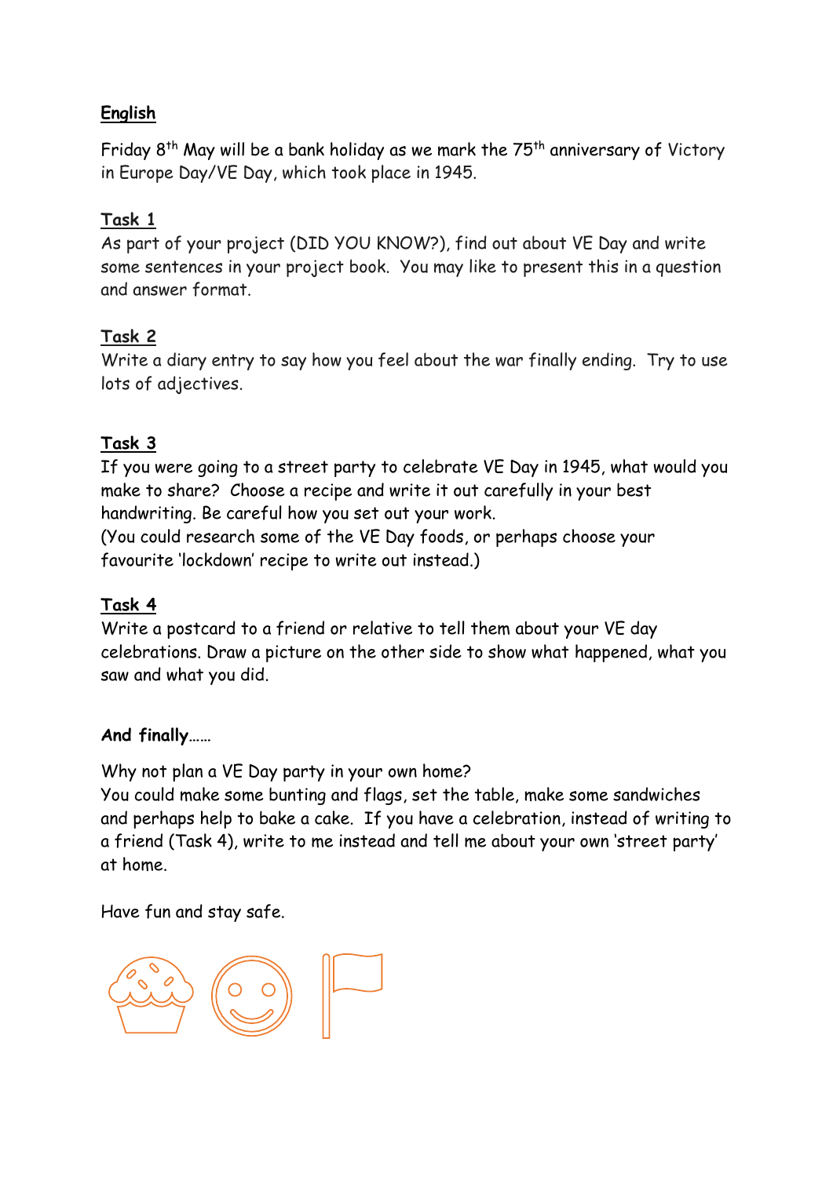## English

Friday 8th May will be a bank holiday as we mark the 75th anniversary of Victory in Europe Day/VE Day, which took place in 1945.

### Task 1

As part of your project (DID YOU KNOW?), find out about VE Day and write some sentences in your project book. You may like to present this in a question and answer format.

### Task 2

Write a diary entry to say how you feel about the war finally ending. Try to use lots of adjectives.

### Task 3

If you were going to a street party to celebrate VE Day in 1945, what would you make to share? Choose a recipe and write it out carefully in your best handwriting. Be careful how you set out your work.
(You could research some of the VE Day foods, or perhaps choose your favourite 'lockdown' recipe to write out instead.)

### Task 4

Write a postcard to a friend or relative to tell them about your VE day celebrations. Draw a picture on the other side to show what happened, what you saw and what you did.

**And finally……**

Why not plan a VE Day party in your own home?
You could make some bunting and flags, set the table, make some sandwiches and perhaps help to bake a cake. If you have a celebration, instead of writing to a friend (Task 4), write to me instead and tell me about your own 'street party' at home.

Have fun and stay safe.